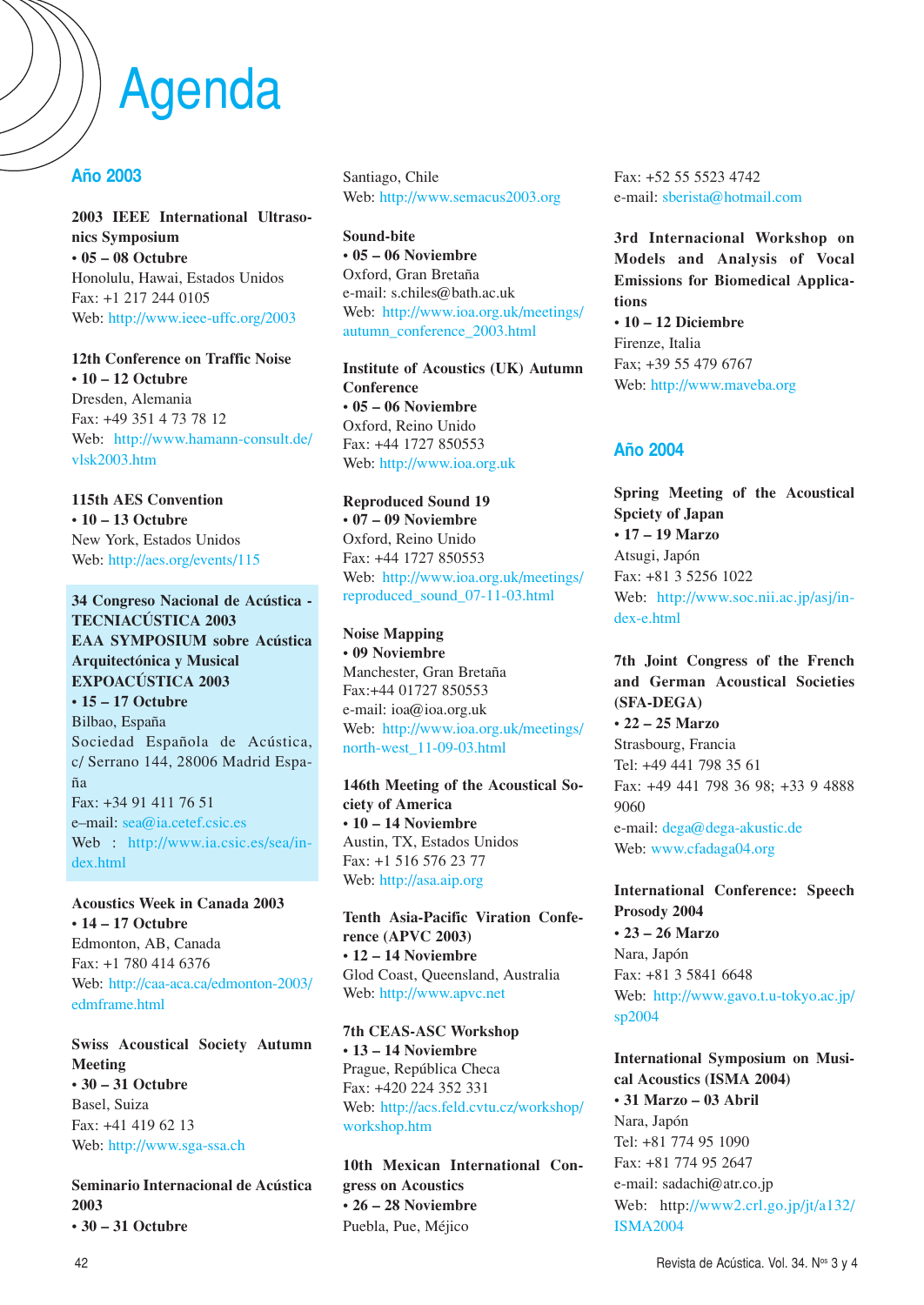# Agenda

## Año 2003

**2003 IEEE International Ultrasonics Symposium**
**• 05 – 08 Octubre**
Honolulu, Hawai, Estados Unidos
Fax: +1 217 244 0105
Web: http://www.ieee-uffc.org/2003

**12th Conference on Traffic Noise**
**• 10 – 12 Octubre**
Dresden, Alemania
Fax: +49 351 4 73 78 12
Web: http://www.hamann-consult.de/vlsk2003.htm

**115th AES Convention**
**• 10 – 13 Octubre**
New York, Estados Unidos
Web: http://aes.org/events/115

**34 Congreso Nacional de Acústica - TECNIACÚSTICA 2003**
**EAA SYMPOSIUM sobre Acústica Arquitectónica y Musical**
**EXPOACÚSTICA 2003**
**• 15 – 17 Octubre**
Bilbao, España
Sociedad Española de Acústica, c/ Serrano 144, 28006 Madrid España
Fax: +34 91 411 76 51
e–mail: sea@ia.cetef.csic.es
Web : http://www.ia.csic.es/sea/index.html

**Acoustics Week in Canada 2003**
**• 14 – 17 Octubre**
Edmonton, AB, Canada
Fax: +1 780 414 6376
Web: http://caa-aca.ca/edmonton-2003/edmframe.html

**Swiss Acoustical Society Autumn Meeting**
**• 30 – 31 Octubre**
Basel, Suiza
Fax: +41 419 62 13
Web: http://www.sga-ssa.ch

**Seminario Internacional de Acústica 2003**
**• 30 – 31 Octubre**
Santiago, Chile
Web: http://www.semacus2003.org

**Sound-bite**
**• 05 – 06 Noviembre**
Oxford, Gran Bretaña
e-mail: s.chiles@bath.ac.uk
Web: http://www.ioa.org.uk/meetings/autumn_conference_2003.html

**Institute of Acoustics (UK) Autumn Conference**
**• 05 – 06 Noviembre**
Oxford, Reino Unido
Fax: +44 1727 850553
Web: http://www.ioa.org.uk

**Reproduced Sound 19**
**• 07 – 09 Noviembre**
Oxford, Reino Unido
Fax: +44 1727 850553
Web: http://www.ioa.org.uk/meetings/reproduced_sound_07-11-03.html

**Noise Mapping**
**• 09 Noviembre**
Manchester, Gran Bretaña
Fax:+44 01727 850553
e-mail: ioa@ioa.org.uk
Web: http://www.ioa.org.uk/meetings/north-west_11-09-03.html

**146th Meeting of the Acoustical Society of America**
**• 10 – 14 Noviembre**
Austin, TX, Estados Unidos
Fax: +1 516 576 23 77
Web: http://asa.aip.org

**Tenth Asia-Pacific Viration Conference (APVC 2003)**
**• 12 – 14 Noviembre**
Glod Coast, Queensland, Australia
Web: http://www.apvc.net

**7th CEAS-ASC Workshop**
**• 13 – 14 Noviembre**
Prague, República Checa
Fax: +420 224 352 331
Web: http://acs.feld.cvtu.cz/workshop/workshop.htm

**10th Mexican International Congress on Acoustics**
**• 26 – 28 Noviembre**
Puebla, Pue, Méjico
Fax: +52 55 5523 4742
e-mail: sberista@hotmail.com

**3rd Internacional Workshop on Models and Analysis of Vocal Emissions for Biomedical Applications**
**• 10 – 12 Diciembre**
Firenze, Italia
Fax; +39 55 479 6767
Web: http://www.maveba.org

## Año 2004

**Spring Meeting of the Acoustical Spciety of Japan**
**• 17 – 19 Marzo**
Atsugi, Japón
Fax: +81 3 5256 1022
Web: http://www.soc.nii.ac.jp/asj/index-e.html

**7th Joint Congress of the French and German Acoustical Societies (SFA-DEGA)**
**• 22 – 25 Marzo**
Strasbourg, Francia
Tel: +49 441 798 35 61
Fax: +49 441 798 36 98; +33 9 4888 9060
e-mail: dega@dega-akustic.de
Web: www.cfadaga04.org

**International Conference: Speech Prosody 2004**
**• 23 – 26 Marzo**
Nara, Japón
Fax: +81 3 5841 6648
Web: http://www.gavo.t.u-tokyo.ac.jp/sp2004

**International Symposium on Musical Acoustics (ISMA 2004)**
**• 31 Marzo – 03 Abril**
Nara, Japón
Tel: +81 774 95 1090
Fax: +81 774 95 2647
e-mail: sadachi@atr.co.jp
Web: http://www2.crl.go.jp/jt/a132/ISMA2004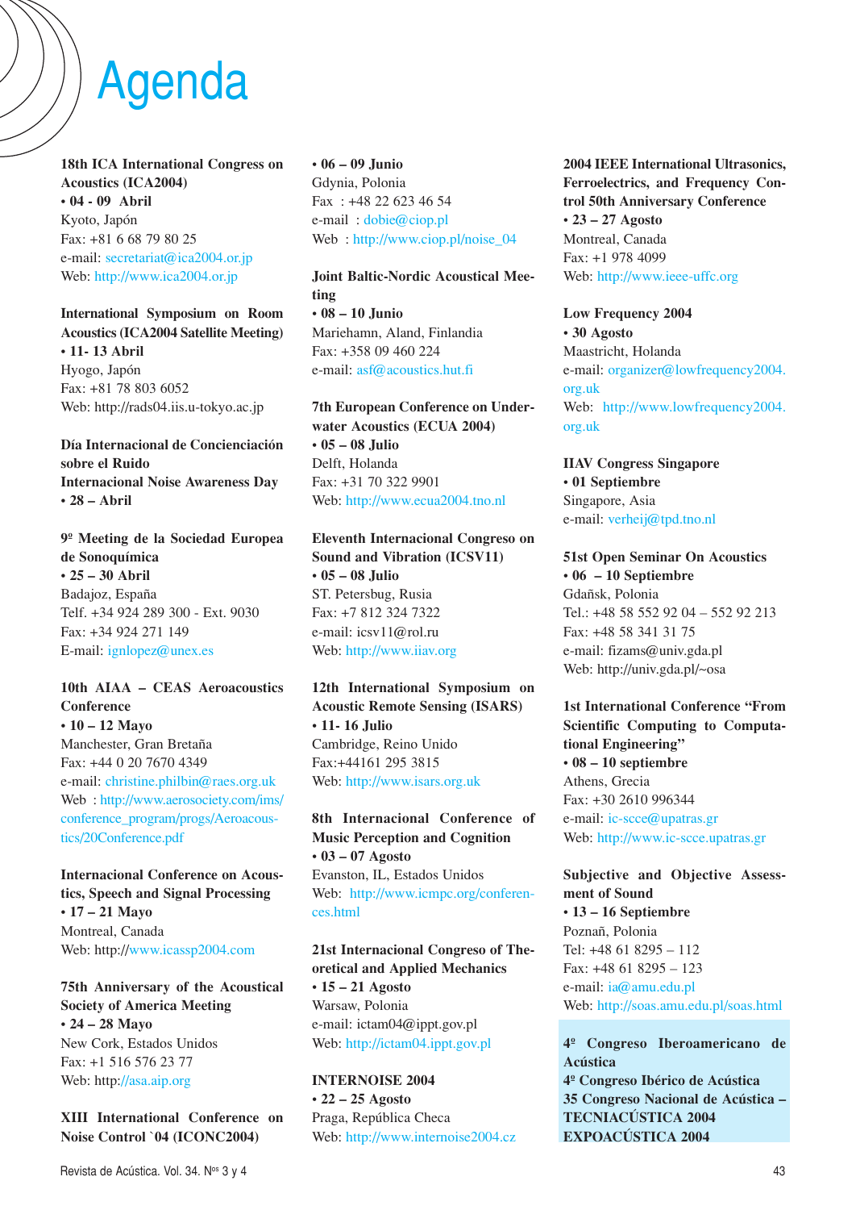# Agenda

**18th ICA International Congress on Acoustics (ICA2004)**
**• 04 - 09 Abril**
Kyoto, Japón
Fax: +81 6 68 79 80 25
e-mail: secretariat@ica2004.or.jp
Web: http://www.ica2004.or.jp

**International Symposium on Room Acoustics (ICA2004 Satellite Meeting)**
**• 11- 13 Abril**
Hyogo, Japón
Fax: +81 78 803 6052
Web: http://rads04.iis.u-tokyo.ac.jp

**Día Internacional de Concienciación sobre el Ruido**
**Internacional Noise Awareness Day**
**• 28 – Abril**

**9º Meeting de la Sociedad Europea de Sonoquímica**
**• 25 – 30 Abril**
Badajoz, España
Telf. +34 924 289 300 - Ext. 9030
Fax: +34 924 271 149
E-mail: ignlopez@unex.es

**10th AIAA – CEAS Aeroacoustics Conference**
**• 10 – 12 Mayo**
Manchester, Gran Bretaña
Fax: +44 0 20 7670 4349
e-mail: christine.philbin@raes.org.uk
Web : http://www.aerosociety.com/ims/conference_program/progs/Aeroacoustics/20Conference.pdf

**Internacional Conference on Acoustics, Speech and Signal Processing**
**• 17 – 21 Mayo**
Montreal, Canada
Web: http://www.icassp2004.com

**75th Anniversary of the Acoustical Society of America Meeting**
**• 24 – 28 Mayo**
New Cork, Estados Unidos
Fax: +1 516 576 23 77
Web: http://asa.aip.org

**XIII International Conference on Noise Control `04 (ICONC2004)**
**• 06 – 09 Junio**
Gdynia, Polonia
Fax : +48 22 623 46 54
e-mail : dobie@ciop.pl
Web : http://www.ciop.pl/noise_04

**Joint Baltic-Nordic Acoustical Meeting**
**• 08 – 10 Junio**
Mariehamn, Aland, Finlandia
Fax: +358 09 460 224
e-mail: asf@acoustics.hut.fi

**7th European Conference on Underwater Acoustics (ECUA 2004)**
**• 05 – 08 Julio**
Delft, Holanda
Fax: +31 70 322 9901
Web: http://www.ecua2004.tno.nl

**Eleventh Internacional Congreso on Sound and Vibration (ICSV11)**
**• 05 – 08 Julio**
ST. Petersbug, Rusia
Fax: +7 812 324 7322
e-mail: icsv11@rol.ru
Web: http://www.iiav.org

**12th International Symposium on Acoustic Remote Sensing (ISARS)**
**• 11- 16 Julio**
Cambridge, Reino Unido
Fax:+44161 295 3815
Web: http://www.isars.org.uk

**8th Internacional Conference of Music Perception and Cognition**
**• 03 – 07 Agosto**
Evanston, IL, Estados Unidos
Web: http://www.icmpc.org/conferences.html

**21st Internacional Congreso of Theoretical and Applied Mechanics**
**• 15 – 21 Agosto**
Warsaw, Polonia
e-mail: ictam04@ippt.gov.pl
Web: http://ictam04.ippt.gov.pl

**INTERNOISE 2004**
**• 22 – 25 Agosto**
Praga, República Checa
Web: http://www.internoise2004.cz

**2004 IEEE International Ultrasonics, Ferroelectrics, and Frequency Control 50th Anniversary Conference**
**• 23 – 27 Agosto**
Montreal, Canada
Fax: +1 978 4099
Web: http://www.ieee-uffc.org

**Low Frequency 2004**
**• 30 Agosto**
Maastricht, Holanda
e-mail: organizer@lowfrequency2004.org.uk
Web: http://www.lowfrequency2004.org.uk

**IIAV Congress Singapore**
**• 01 Septiembre**
Singapore, Asia
e-mail: verheij@tpd.tno.nl

**51st Open Seminar On Acoustics**
**• 06 – 10 Septiembre**
Gdañsk, Polonia
Tel.: +48 58 552 92 04 – 552 92 213
Fax: +48 58 341 31 75
e-mail: fizams@univ.gda.pl
Web: http://univ.gda.pl/~osa

**1st International Conference "From Scientific Computing to Computational Engineering"**
**• 08 – 10 septiembre**
Athens, Grecia
Fax: +30 2610 996344
e-mail: ic-scce@upatras.gr
Web: http://www.ic-scce.upatras.gr

**Subjective and Objective Assessment of Sound**
**• 13 – 16 Septiembre**
Poznañ, Polonia
Tel: +48 61 8295 – 112
Fax: +48 61 8295 – 123
e-mail: ia@amu.edu.pl
Web: http://soas.amu.edu.pl/soas.html

**4º Congreso Iberoamericano de Acústica**
**4º Congreso Ibérico de Acústica**
**35 Congreso Nacional de Acústica – TECNIACÚSTICA 2004**
**EXPOACÚSTICA 2004**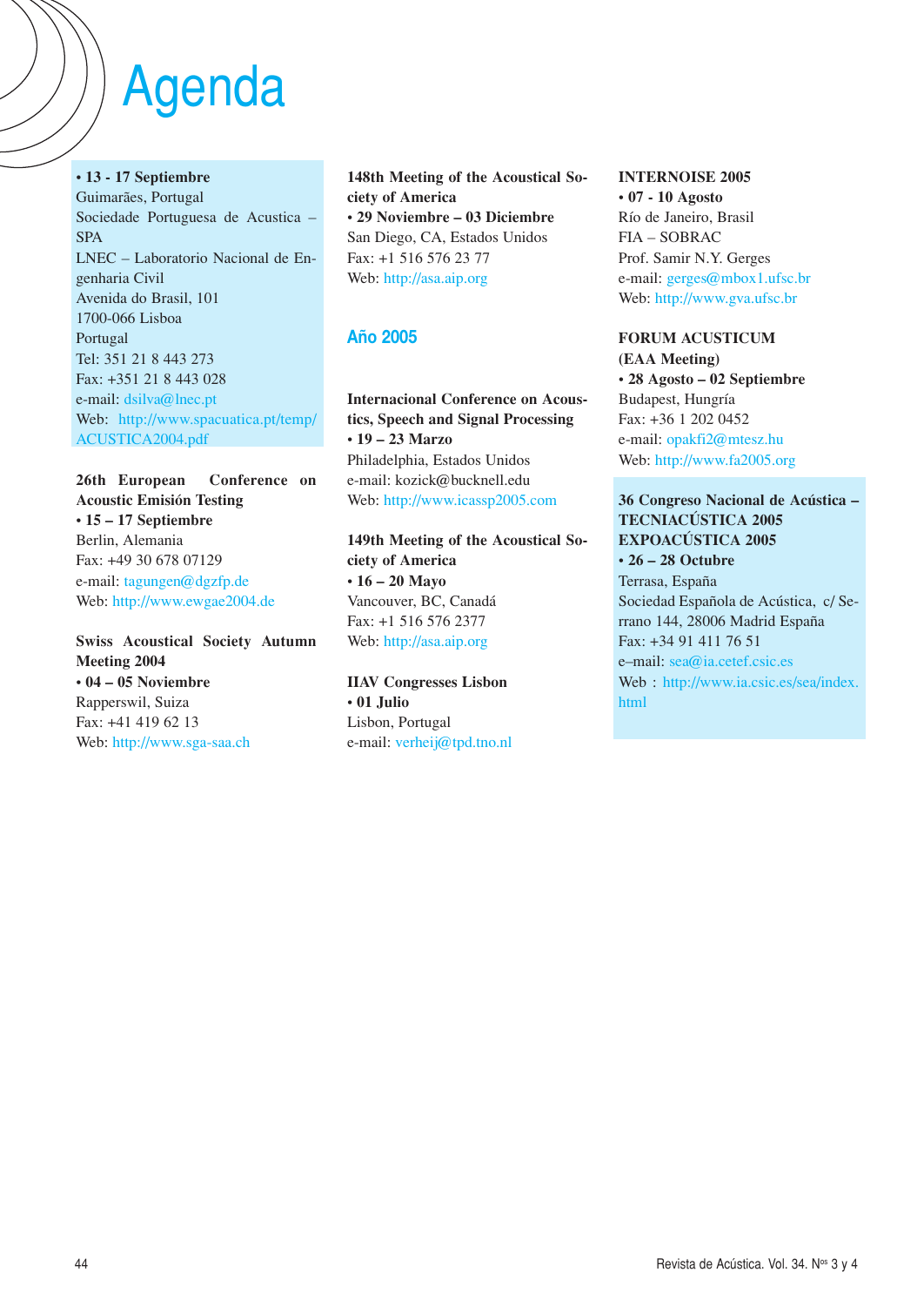# Agenda

**• 13 - 17 Septiembre**
Guimarães, Portugal
Sociedade Portuguesa de Acustica – SPA
LNEC – Laboratorio Nacional de Engenharia Civil
Avenida do Brasil, 101
1700-066 Lisboa
Portugal
Tel: 351 21 8 443 273
Fax: +351 21 8 443 028
e-mail: dsilva@lnec.pt
Web: http://www.spacuatica.pt/temp/ACUSTICA2004.pdf

**26th European Conference on Acoustic Emisión Testing**
**• 15 – 17 Septiembre**
Berlin, Alemania
Fax: +49 30 678 07129
e-mail: tagungen@dgzfp.de
Web: http://www.ewgae2004.de

**Swiss Acoustical Society Autumn Meeting 2004**
**• 04 – 05 Noviembre**
Rapperswil, Suiza
Fax: +41 419 62 13
Web: http://www.sga-saa.ch

**148th Meeting of the Acoustical Society of America**
**• 29 Noviembre – 03 Diciembre**
San Diego, CA, Estados Unidos
Fax: +1 516 576 23 77
Web: http://asa.aip.org

## Año 2005

**Internacional Conference on Acoustics, Speech and Signal Processing**
**• 19 – 23 Marzo**
Philadelphia, Estados Unidos
e-mail: kozick@bucknell.edu
Web: http://www.icassp2005.com

**149th Meeting of the Acoustical Society of America**
**• 16 – 20 Mayo**
Vancouver, BC, Canadá
Fax: +1 516 576 2377
Web: http://asa.aip.org

**IIAV Congresses Lisbon**
**• 01 Julio**
Lisbon, Portugal
e-mail: verheij@tpd.tno.nl

**INTERNOISE 2005**
**• 07 - 10 Agosto**
Río de Janeiro, Brasil
FIA – SOBRAC
Prof. Samir N.Y. Gerges
e-mail: gerges@mbox1.ufsc.br
Web: http://www.gva.ufsc.br

**FORUM ACUSTICUM**
**(EAA Meeting)**
**• 28 Agosto – 02 Septiembre**
Budapest, Hungría
Fax: +36 1 202 0452
e-mail: opakfi2@mtesz.hu
Web: http://www.fa2005.org

**36 Congreso Nacional de Acústica – TECNIACÚSTICA 2005 EXPOACÚSTICA 2005**
**• 26 – 28 Octubre**
Terrasa, España
Sociedad Española de Acústica, c/ Serrano 144, 28006 Madrid España
Fax: +34 91 411 76 51
e–mail: sea@ia.cetef.csic.es
Web : http://www.ia.csic.es/sea/index.html